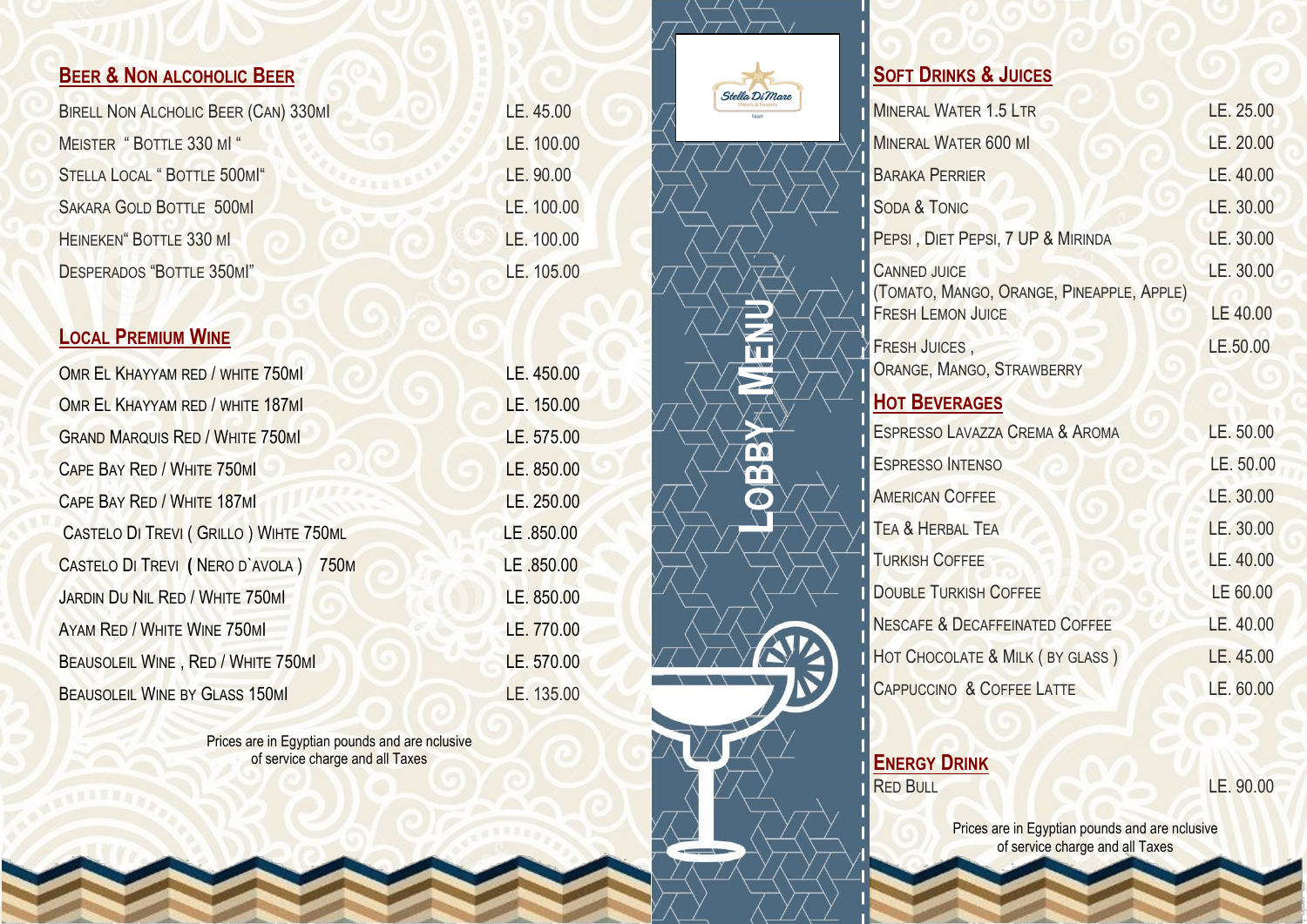## Beer & Non alcoholic Beer

| Item | Price |
|---|---|
| Birell Non Alcoholic Beer (Can) 330ml | LE. 45.00 |
| Meister " Bottle 330 ml " | LE. 100.00 |
| Stella Local " Bottle 500ml" | LE. 90.00 |
| Sakara Gold Bottle 500ml | LE. 100.00 |
| Heineken" Bottle 330 ml | LE. 100.00 |
| Desperados "Bottle 350ml" | LE. 105.00 |

## Local Premium Wine

| Item | Price |
|---|---|
| Omr El Khayyam Red / white 750ml | LE. 450.00 |
| Omr El Khayyam Red / white 187ml | LE. 150.00 |
| Grand Marquis Red / White 750ml | LE. 575.00 |
| Cape Bay Red / White 750ml | LE. 850.00 |
| Cape Bay Red / White 187ml | LE. 250.00 |
| Castelo Di Trevi ( Grillo ) Wihte 750ml | LE .850.00 |
| Castelo Di Trevi ( Nero d`avola ) 750m | LE .850.00 |
| Jardin Du Nil Red / White 750ml | LE. 850.00 |
| Ayam Red / White Wine 750ml | LE. 770.00 |
| Beausoleil Wine , Red / White 750ml | LE. 570.00 |
| Beausoleil Wine by Glass 150ml | LE. 135.00 |

Prices are in Egyptian pounds and are nclusive of service charge and all Taxes

Stella Di Mare
Hotels & Resorts
Egypt

# Lobby Menu

## Soft Drinks & Juices

| Item | Price |
|---|---|
| Mineral Water 1.5 Ltr | LE. 25.00 |
| Mineral Water 600 ml | LE. 20.00 |
| Baraka Perrier | LE. 40.00 |
| Soda & Tonic | LE. 30.00 |
| Pepsi , Diet Pepsi, 7 UP & Mirinda | LE. 30.00 |
| Canned Juice (Tomato, Mango, Orange, Pineapple, Apple) | LE. 30.00 |
| Fresh Lemon Juice | LE 40.00 |
| Fresh Juices , Orange, Mango, Strawberry | LE.50.00 |

## Hot Beverages

| Item | Price |
|---|---|
| Espresso Lavazza Crema & Aroma | LE. 50.00 |
| Espresso Intenso | LE. 50.00 |
| American Coffee | LE. 30.00 |
| Tea & Herbal Tea | LE. 30.00 |
| Turkish Coffee | LE. 40.00 |
| Double Turkish Coffee | LE 60.00 |
| Nescafe & Decaffeinated Coffee | LE. 40.00 |
| Hot Chocolate & Milk ( by glass ) | LE. 45.00 |
| Cappuccino & Coffee Latte | LE. 60.00 |

## Energy Drink

| Item | Price |
|---|---|
| Red Bull | LE. 90.00 |

Prices are in Egyptian pounds and are nclusive of service charge and all Taxes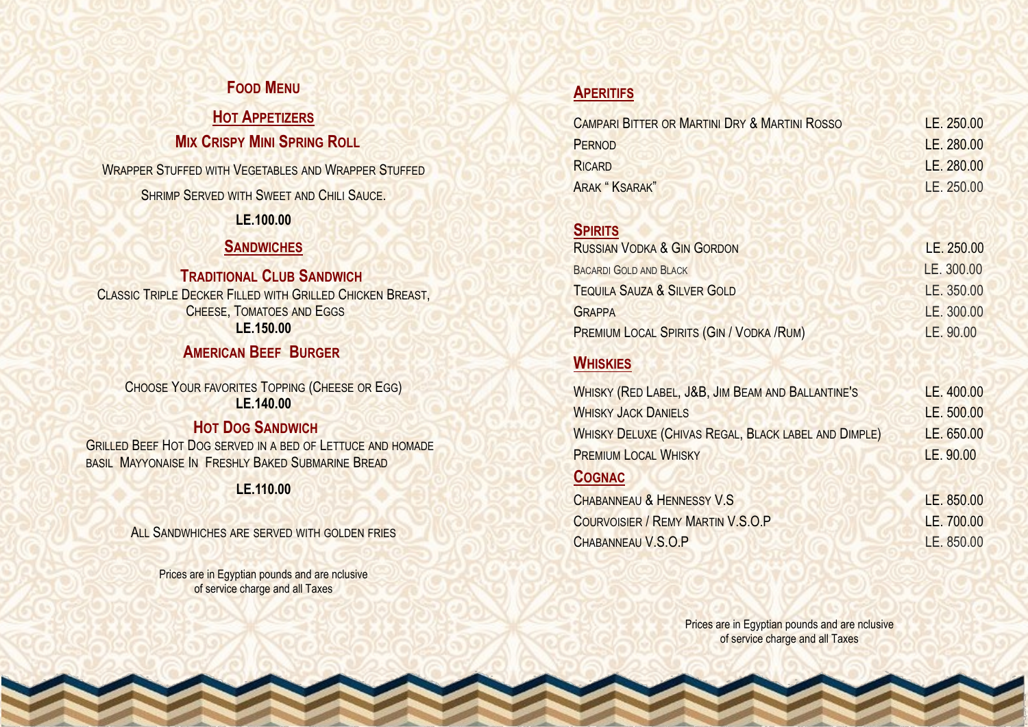# Food Menu

## Hot Appetizers

### Mix Crispy Mini Spring Roll

Wrapper Stuffed with Vegetables and Wrapper Stuffed

Shrimp Served with Sweet and Chili Sauce.

**LE.100.00**

## Sandwiches

### Traditional Club Sandwich

Classic Triple Decker Filled with Grilled Chicken Breast, Cheese, Tomatoes and Eggs

**LE.150.00**

### American Beef Burger

Choose Your favorites Topping (Cheese or Egg)

**LE.140.00**

### Hot Dog Sandwich

Grilled Beef Hot Dog served in a bed of Lettuce and homade basil Mayyonaise In Freshly Baked Submarine Bread

**LE.110.00**

All Sandwhiches are served with golden fries

Prices are in Egyptian pounds and are nclusive of service charge and all Taxes

## Aperitifs

| | |
|---|---|
| Campari Bitter or Martini Dry & Martini Rosso | LE. 250.00 |
| Pernod | LE. 280.00 |
| Ricard | LE. 280.00 |
| Arak " Ksarak" | LE. 250.00 |

## Spirits

| | |
|---|---|
| Russian Vodka & Gin Gordon | LE. 250.00 |
| Bacardi Gold and Black | LE. 300.00 |
| Tequila Sauza & Silver Gold | LE. 350.00 |
| Grappa | LE. 300.00 |
| Premium Local Spirits (Gin / Vodka /Rum) | LE. 90.00 |

## Whiskies

| | |
|---|---|
| Whisky (Red Label, J&B, Jim Beam and Ballantine's | LE. 400.00 |
| Whisky Jack Daniels | LE. 500.00 |
| Whisky Deluxe (Chivas Regal, Black label and Dimple) | LE. 650.00 |
| Premium Local Whisky | LE. 90.00 |

## Cognac

| | |
|---|---|
| Chabanneau & Hennessy V.S | LE. 850.00 |
| Courvoisier / Remy Martin V.S.O.P | LE. 700.00 |
| Chabanneau V.S.O.P | LE. 850.00 |

Prices are in Egyptian pounds and are nclusive of service charge and all Taxes